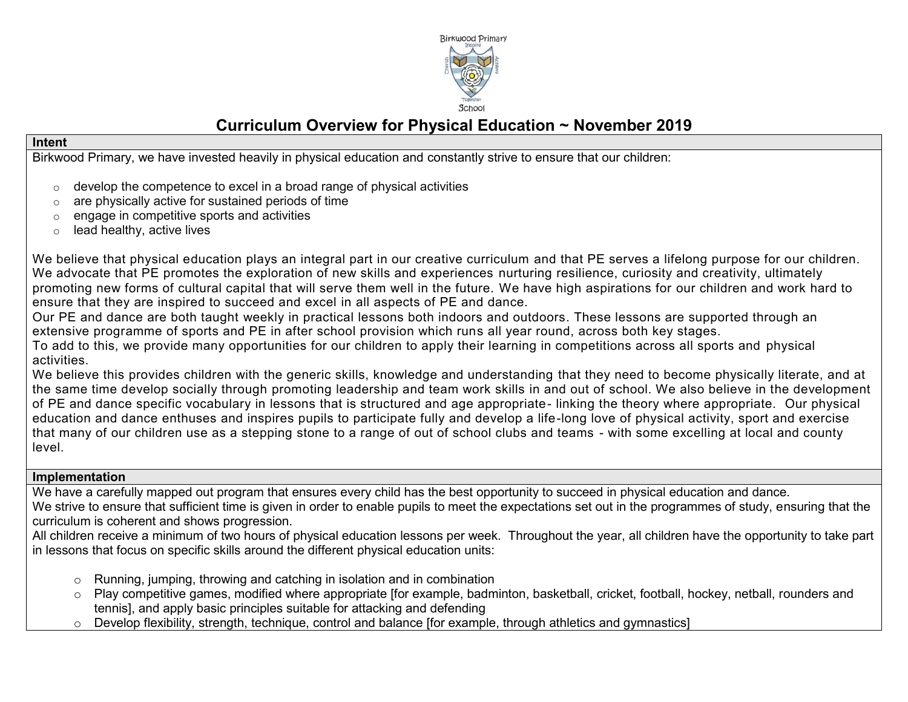# Curriculum Overview for Physical Education ~ November 2019

## Intent

Birkwood Primary, we have invested heavily in physical education and constantly strive to ensure that our children:

- develop the competence to excel in a broad range of physical activities
- are physically active for sustained periods of time
- engage in competitive sports and activities
- lead healthy, active lives

We believe that physical education plays an integral part in our creative curriculum and that PE serves a lifelong purpose for our children. We advocate that PE promotes the exploration of new skills and experiences nurturing resilience, curiosity and creativity, ultimately promoting new forms of cultural capital that will serve them well in the future. We have high aspirations for our children and work hard to ensure that they are inspired to succeed and excel in all aspects of PE and dance.

Our PE and dance are both taught weekly in practical lessons both indoors and outdoors. These lessons are supported through an extensive programme of sports and PE in after school provision which runs all year round, across both key stages.

To add to this, we provide many opportunities for our children to apply their learning in competitions across all sports and physical activities.

We believe this provides children with the generic skills, knowledge and understanding that they need to become physically literate, and at the same time develop socially through promoting leadership and team work skills in and out of school. We also believe in the development of PE and dance specific vocabulary in lessons that is structured and age appropriate- linking the theory where appropriate. Our physical education and dance enthuses and inspires pupils to participate fully and develop a life-long love of physical activity, sport and exercise that many of our children use as a stepping stone to a range of out of school clubs and teams - with some excelling at local and county level.

## Implementation

We have a carefully mapped out program that ensures every child has the best opportunity to succeed in physical education and dance.

We strive to ensure that sufficient time is given in order to enable pupils to meet the expectations set out in the programmes of study, ensuring that the curriculum is coherent and shows progression.

All children receive a minimum of two hours of physical education lessons per week. Throughout the year, all children have the opportunity to take part in lessons that focus on specific skills around the different physical education units:

- Running, jumping, throwing and catching in isolation and in combination
- Play competitive games, modified where appropriate [for example, badminton, basketball, cricket, football, hockey, netball, rounders and tennis], and apply basic principles suitable for attacking and defending
- Develop flexibility, strength, technique, control and balance [for example, through athletics and gymnastics]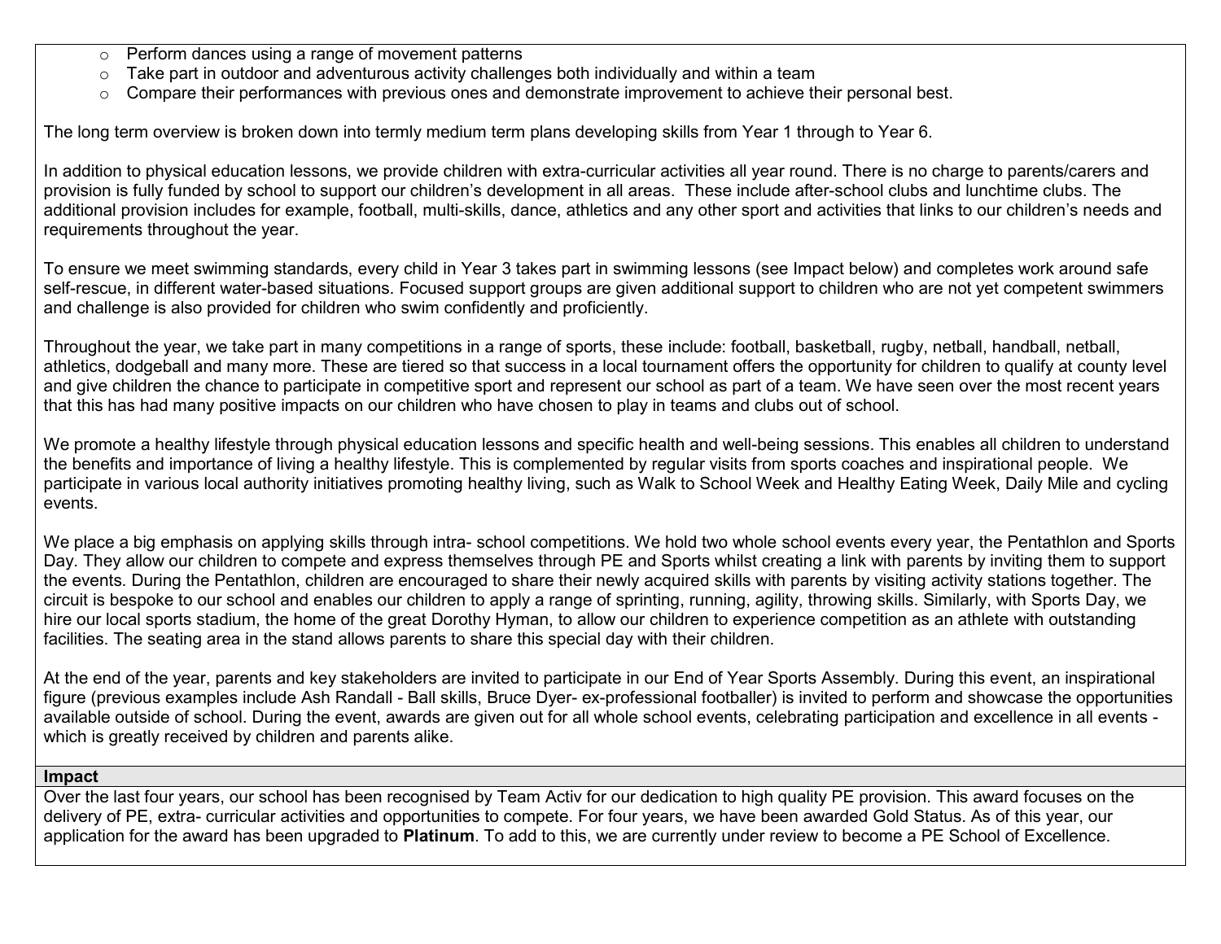- Perform dances using a range of movement patterns
- Take part in outdoor and adventurous activity challenges both individually and within a team
- Compare their performances with previous ones and demonstrate improvement to achieve their personal best.

The long term overview is broken down into termly medium term plans developing skills from Year 1 through to Year 6.

In addition to physical education lessons, we provide children with extra-curricular activities all year round. There is no charge to parents/carers and provision is fully funded by school to support our children's development in all areas. These include after-school clubs and lunchtime clubs. The additional provision includes for example, football, multi-skills, dance, athletics and any other sport and activities that links to our children's needs and requirements throughout the year.

To ensure we meet swimming standards, every child in Year 3 takes part in swimming lessons (see Impact below) and completes work around safe self-rescue, in different water-based situations. Focused support groups are given additional support to children who are not yet competent swimmers and challenge is also provided for children who swim confidently and proficiently.

Throughout the year, we take part in many competitions in a range of sports, these include: football, basketball, rugby, netball, handball, netball, athletics, dodgeball and many more. These are tiered so that success in a local tournament offers the opportunity for children to qualify at county level and give children the chance to participate in competitive sport and represent our school as part of a team. We have seen over the most recent years that this has had many positive impacts on our children who have chosen to play in teams and clubs out of school.

We promote a healthy lifestyle through physical education lessons and specific health and well-being sessions. This enables all children to understand the benefits and importance of living a healthy lifestyle. This is complemented by regular visits from sports coaches and inspirational people. We participate in various local authority initiatives promoting healthy living, such as Walk to School Week and Healthy Eating Week, Daily Mile and cycling events.

We place a big emphasis on applying skills through intra- school competitions. We hold two whole school events every year, the Pentathlon and Sports Day. They allow our children to compete and express themselves through PE and Sports whilst creating a link with parents by inviting them to support the events. During the Pentathlon, children are encouraged to share their newly acquired skills with parents by visiting activity stations together. The circuit is bespoke to our school and enables our children to apply a range of sprinting, running, agility, throwing skills. Similarly, with Sports Day, we hire our local sports stadium, the home of the great Dorothy Hyman, to allow our children to experience competition as an athlete with outstanding facilities. The seating area in the stand allows parents to share this special day with their children.

At the end of the year, parents and key stakeholders are invited to participate in our End of Year Sports Assembly. During this event, an inspirational figure (previous examples include Ash Randall - Ball skills, Bruce Dyer- ex-professional footballer) is invited to perform and showcase the opportunities available outside of school. During the event, awards are given out for all whole school events, celebrating participation and excellence in all events - which is greatly received by children and parents alike.

## Impact

Over the last four years, our school has been recognised by Team Activ for our dedication to high quality PE provision. This award focuses on the delivery of PE, extra- curricular activities and opportunities to compete. For four years, we have been awarded Gold Status. As of this year, our application for the award has been upgraded to **Platinum**. To add to this, we are currently under review to become a PE School of Excellence.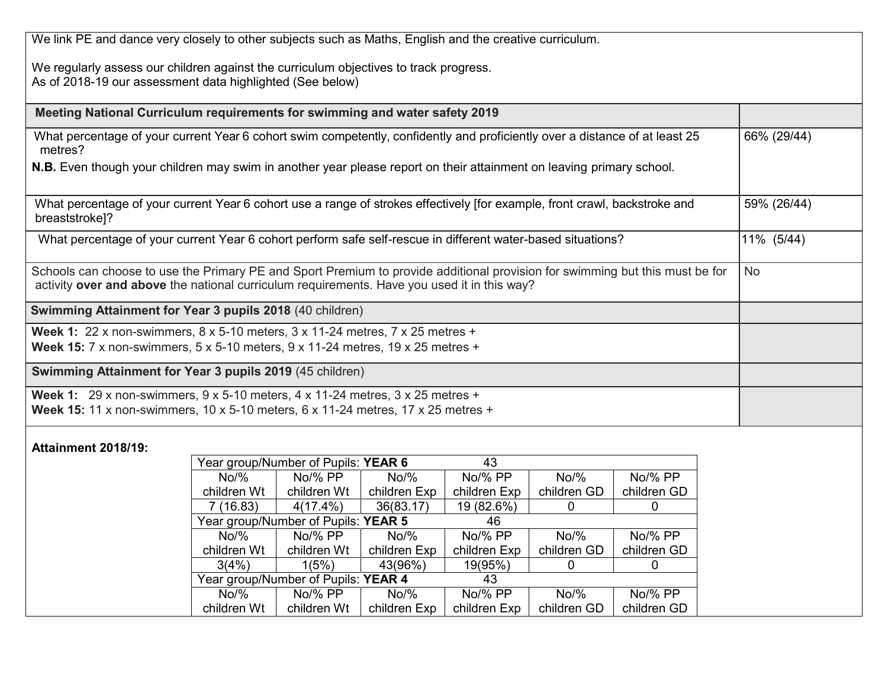We link PE and dance very closely to other subjects such as Maths, English and the creative curriculum.

We regularly assess our children against the curriculum objectives to track progress.
As of 2018-19 our assessment data highlighted (See below)

| Meeting National Curriculum requirements for swimming and water safety 2019 | |
|---|---|
| What percentage of your current Year 6 cohort swim competently, confidently and proficiently over a distance of at least 25 metres? **N.B.** Even though your children may swim in another year please report on their attainment on leaving primary school. | 66% (29/44) |
| What percentage of your current Year 6 cohort use a range of strokes effectively [for example, front crawl, backstroke and breaststroke]? | 59% (26/44) |
| What percentage of your current Year 6 cohort perform safe self-rescue in different water-based situations? | 11% (5/44) |
| Schools can choose to use the Primary PE and Sport Premium to provide additional provision for swimming but this must be for activity **over and above** the national curriculum requirements. Have you used it in this way? | No |
| **Swimming Attainment for Year 3 pupils 2018** (40 children) | |
| **Week 1:** 22 x non-swimmers, 8 x 5-10 meters, 3 x 11-24 metres, 7 x 25 metres + **Week 15:** 7 x non-swimmers, 5 x 5-10 meters, 9 x 11-24 metres, 19 x 25 metres + | |
| **Swimming Attainment for Year 3 pupils 2019** (45 children) | |
| **Week 1:** 29 x non-swimmers, 9 x 5-10 meters, 4 x 11-24 metres, 3 x 25 metres + **Week 15:** 11 x non-swimmers, 10 x 5-10 meters, 6 x 11-24 metres, 17 x 25 metres + | |

**Attainment 2018/19:**

| Year group/Number of Pupils: **YEAR 6** | | | 43 | | |
|---|---|---|---|---|---|
| No/% children Wt | No/% PP children Wt | No/% children Exp | No/% PP children Exp | No/% children GD | No/% PP children GD |
| 7 (16.83) | 4(17.4%) | 36(83.17) | 19 (82.6%) | 0 | 0 |
| Year group/Number of Pupils: **YEAR 5** | | | 46 | | |
| No/% children Wt | No/% PP children Wt | No/% children Exp | No/% PP children Exp | No/% children GD | No/% PP children GD |
| 3(4%) | 1(5%) | 43(96%) | 19(95%) | 0 | 0 |
| Year group/Number of Pupils: **YEAR 4** | | | 43 | | |
| No/% children Wt | No/% PP children Wt | No/% children Exp | No/% PP children Exp | No/% children GD | No/% PP children GD |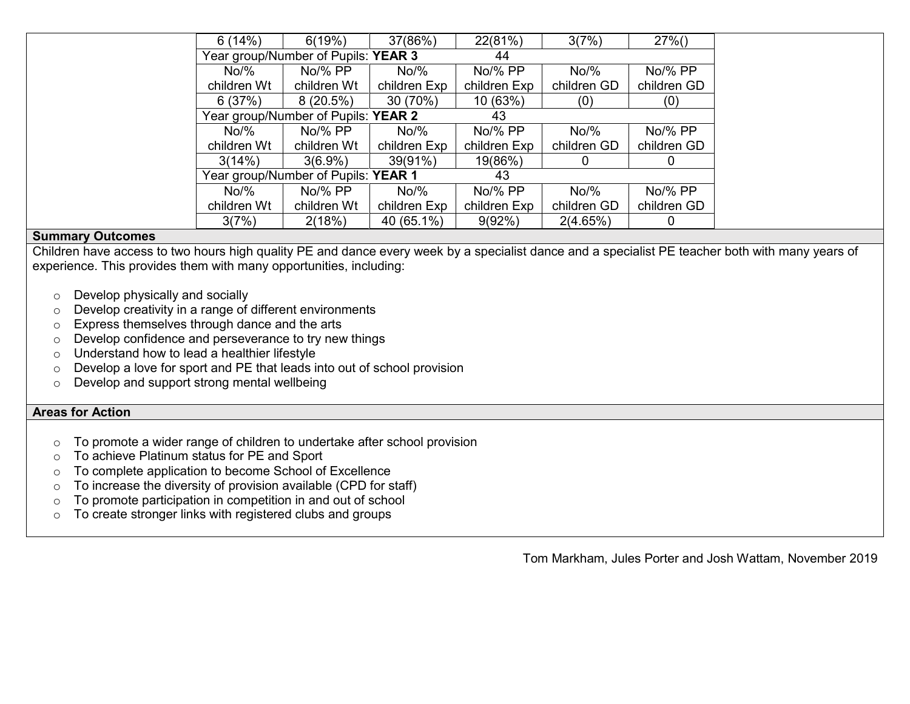| | | | | | |
|---|---|---|---|---|---|
| 6 (14%) | 6(19%) | 37(86%) | 22(81%) | 3(7%) | 27%() |
| Year group/Number of Pupils: **YEAR 3** | | | 44 | | |
| No/% children Wt | No/% PP children Wt | No/% children Exp | No/% PP children Exp | No/% children GD | No/% PP children GD |
| 6 (37%) | 8 (20.5%) | 30 (70%) | 10 (63%) | (0) | (0) |
| Year group/Number of Pupils: **YEAR 2** | | | 43 | | |
| No/% children Wt | No/% PP children Wt | No/% children Exp | No/% PP children Exp | No/% children GD | No/% PP children GD |
| 3(14%) | 3(6.9%) | 39(91%) | 19(86%) | 0 | 0 |
| Year group/Number of Pupils: **YEAR 1** | | | 43 | | |
| No/% children Wt | No/% PP children Wt | No/% children Exp | No/% PP children Exp | No/% children GD | No/% PP children GD |
| 3(7%) | 2(18%) | 40 (65.1%) | 9(92%) | 2(4.65%) | 0 |

## Summary Outcomes

Children have access to two hours high quality PE and dance every week by a specialist dance and a specialist PE teacher both with many years of experience. This provides them with many opportunities, including:

- Develop physically and socially
- Develop creativity in a range of different environments
- Express themselves through dance and the arts
- Develop confidence and perseverance to try new things
- Understand how to lead a healthier lifestyle
- Develop a love for sport and PE that leads into out of school provision
- Develop and support strong mental wellbeing

## Areas for Action

- To promote a wider range of children to undertake after school provision
- To achieve Platinum status for PE and Sport
- To complete application to become School of Excellence
- To increase the diversity of provision available (CPD for staff)
- To promote participation in competition in and out of school
- To create stronger links with registered clubs and groups

Tom Markham, Jules Porter and Josh Wattam, November 2019